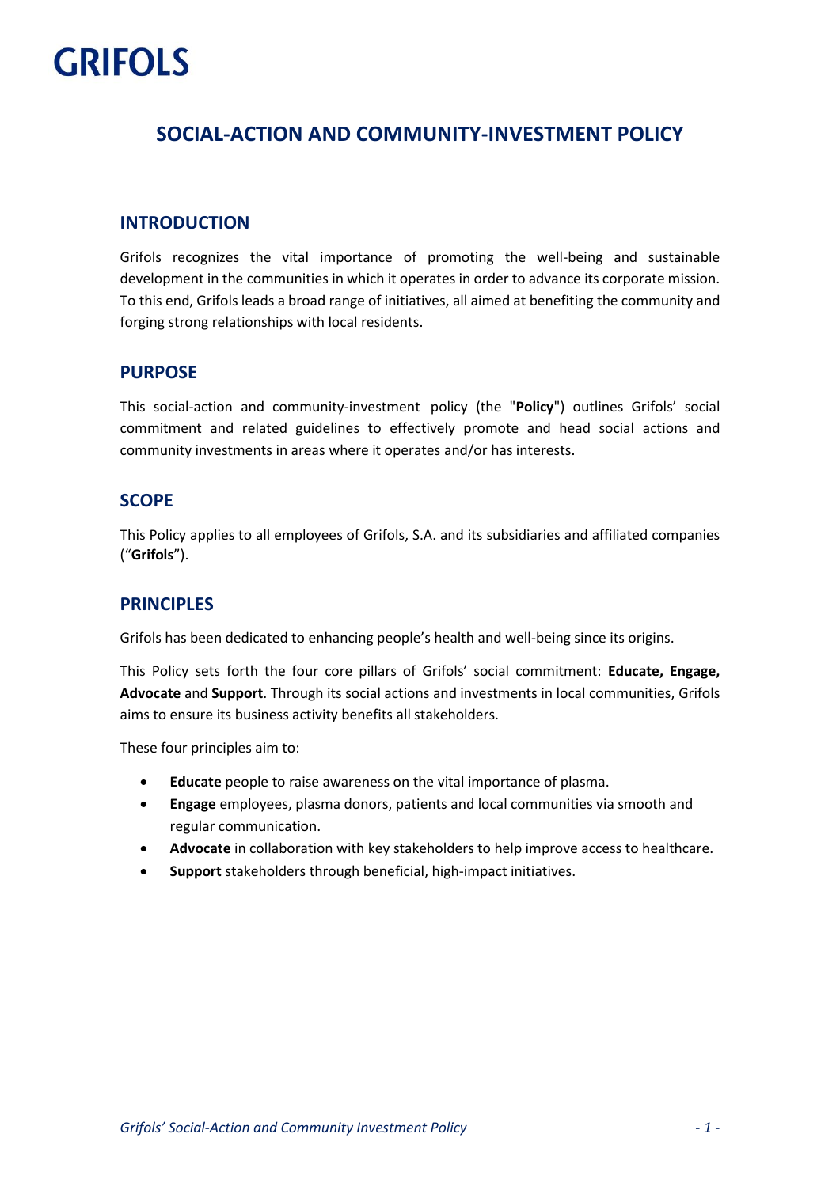GRIFOLS

# SOCIAL-ACTION AND COMMUNITY-INVESTMENT POLICY

## INTRODUCTION

Grifols recognizes the vital importance of promoting the well-being and sustainable development in the communities in which it operates in order to advance its corporate mission. To this end, Grifols leads a broad range of initiatives, all aimed at benefiting the community and forging strong relationships with local residents.

## PURPOSE

This social-action and community-investment policy (the "**Policy**") outlines Grifols' social commitment and related guidelines to effectively promote and head social actions and community investments in areas where it operates and/or has interests.

## SCOPE

This Policy applies to all employees of Grifols, S.A. and its subsidiaries and affiliated companies ("**Grifols**").

## PRINCIPLES

Grifols has been dedicated to enhancing people's health and well-being since its origins.

This Policy sets forth the four core pillars of Grifols' social commitment: **Educate, Engage, Advocate** and **Support**. Through its social actions and investments in local communities, Grifols aims to ensure its business activity benefits all stakeholders.

These four principles aim to:

- **Educate** people to raise awareness on the vital importance of plasma.
- **Engage** employees, plasma donors, patients and local communities via smooth and regular communication.
- **Advocate** in collaboration with key stakeholders to help improve access to healthcare.
- **Support** stakeholders through beneficial, high-impact initiatives.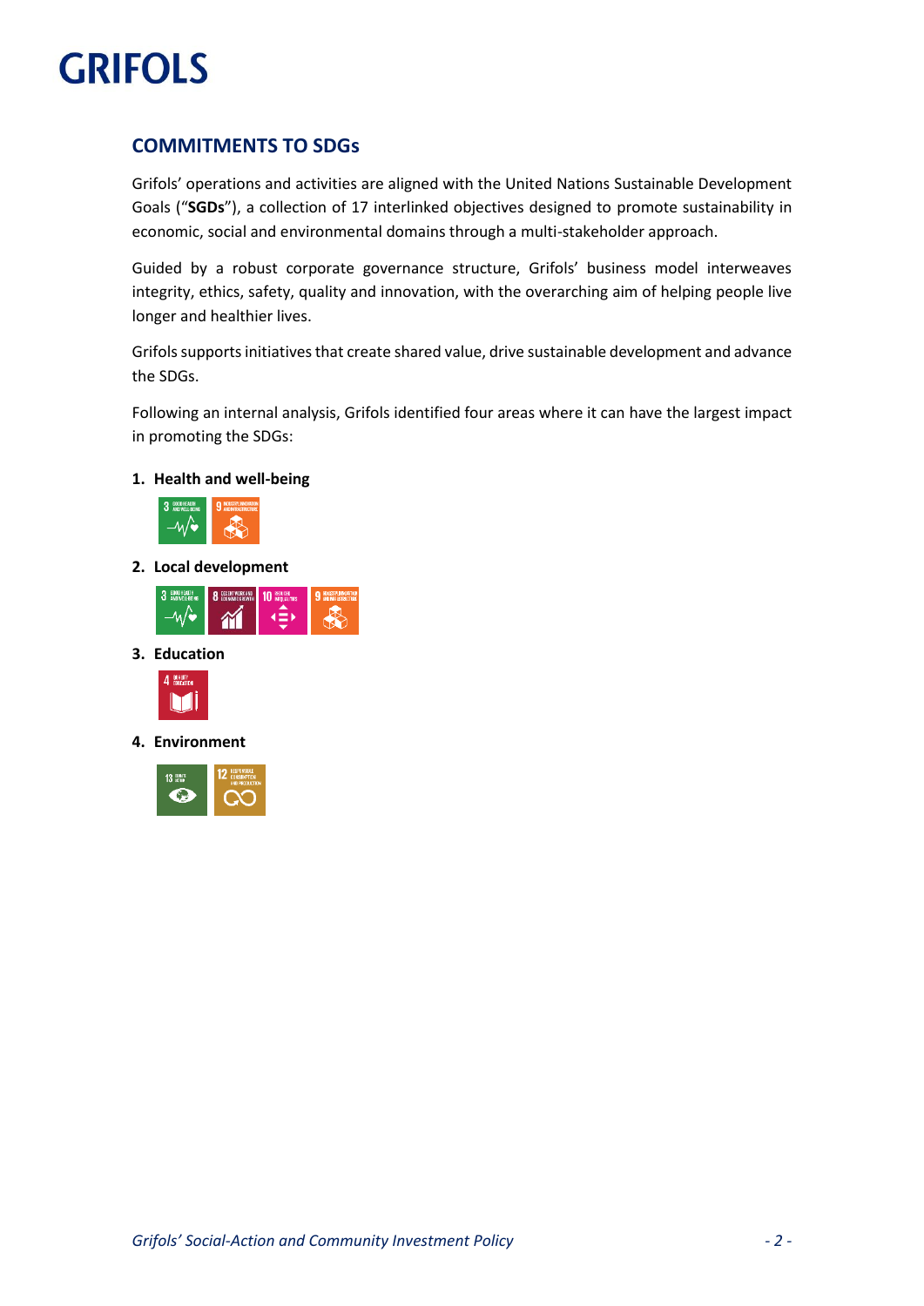## COMMITMENTS TO SDGs

Grifols' operations and activities are aligned with the United Nations Sustainable Development Goals ("**SGDs**"), a collection of 17 interlinked objectives designed to promote sustainability in economic, social and environmental domains through a multi-stakeholder approach.

Guided by a robust corporate governance structure, Grifols' business model interweaves integrity, ethics, safety, quality and innovation, with the overarching aim of helping people live longer and healthier lives.

Grifols supports initiatives that create shared value, drive sustainable development and advance the SDGs.

Following an internal analysis, Grifols identified four areas where it can have the largest impact in promoting the SDGs:

1. **Health and well-being**
2. **Local development**
3. **Education**
4. **Environment**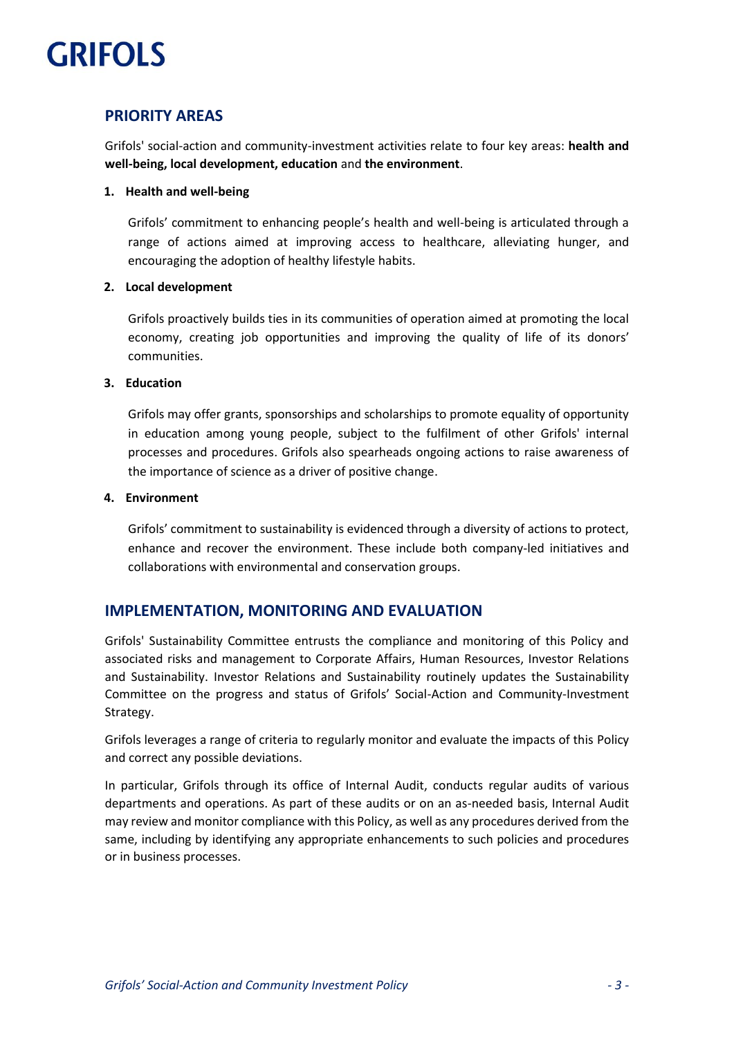## PRIORITY AREAS

Grifols' social-action and community-investment activities relate to four key areas: **health and well-being, local development, education** and **the environment**.

1. **Health and well-being**

   Grifols' commitment to enhancing people's health and well-being is articulated through a range of actions aimed at improving access to healthcare, alleviating hunger, and encouraging the adoption of healthy lifestyle habits.

2. **Local development**

   Grifols proactively builds ties in its communities of operation aimed at promoting the local economy, creating job opportunities and improving the quality of life of its donors' communities.

3. **Education**

   Grifols may offer grants, sponsorships and scholarships to promote equality of opportunity in education among young people, subject to the fulfilment of other Grifols' internal processes and procedures. Grifols also spearheads ongoing actions to raise awareness of the importance of science as a driver of positive change.

4. **Environment**

   Grifols' commitment to sustainability is evidenced through a diversity of actions to protect, enhance and recover the environment. These include both company-led initiatives and collaborations with environmental and conservation groups.

## IMPLEMENTATION, MONITORING AND EVALUATION

Grifols' Sustainability Committee entrusts the compliance and monitoring of this Policy and associated risks and management to Corporate Affairs, Human Resources, Investor Relations and Sustainability. Investor Relations and Sustainability routinely updates the Sustainability Committee on the progress and status of Grifols' Social-Action and Community-Investment Strategy.

Grifols leverages a range of criteria to regularly monitor and evaluate the impacts of this Policy and correct any possible deviations.

In particular, Grifols through its office of Internal Audit, conducts regular audits of various departments and operations. As part of these audits or on an as-needed basis, Internal Audit may review and monitor compliance with this Policy, as well as any procedures derived from the same, including by identifying any appropriate enhancements to such policies and procedures or in business processes.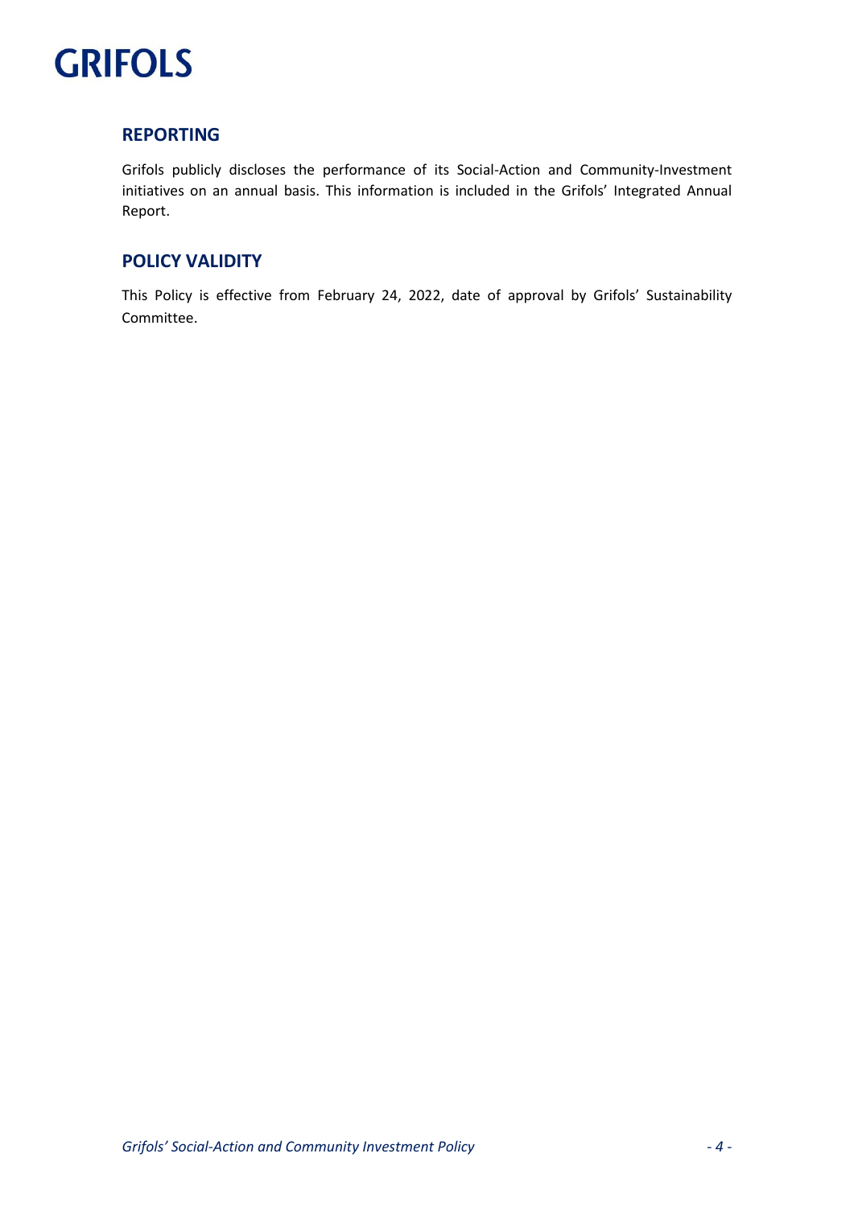## REPORTING

Grifols publicly discloses the performance of its Social-Action and Community-Investment initiatives on an annual basis. This information is included in the Grifols' Integrated Annual Report.

## POLICY VALIDITY

This Policy is effective from February 24, 2022, date of approval by Grifols' Sustainability Committee.